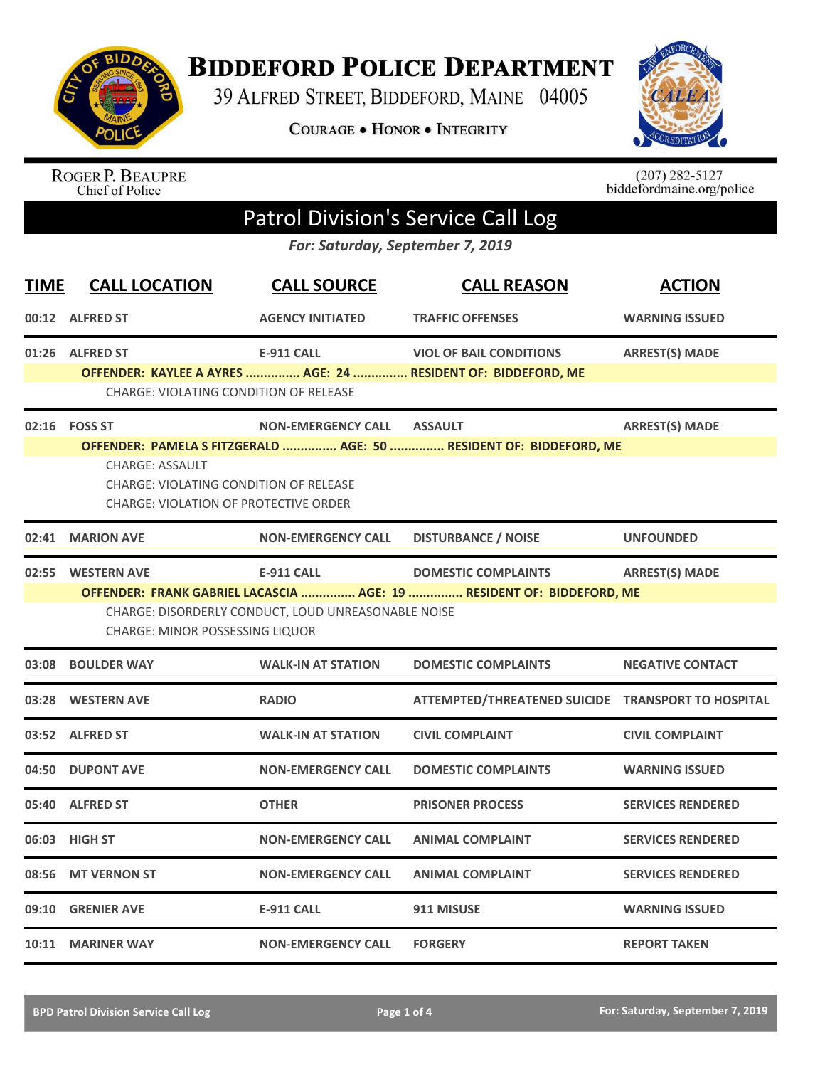# BIDDEFORD POLICE DEPARTMENT

39 ALFRED STREET, BIDDEFORD, MAINE 04005

COURAGE • HONOR • INTEGRITY

ROGER P. BEAUPRE
Chief of Police

(207) 282-5127
biddefordmaine.org/police

## Patrol Division's Service Call Log

*For: Saturday, September 7, 2019*

| TIME | CALL LOCATION | CALL SOURCE | CALL REASON | ACTION |
|---|---|---|---|---|
| 00:12 | ALFRED ST | AGENCY INITIATED | TRAFFIC OFFENSES | WARNING ISSUED |
| 01:26 | ALFRED ST | E-911 CALL | VIOL OF BAIL CONDITIONS | ARREST(S) MADE |
| | OFFENDER: KAYLEE A AYRES ............... AGE: 24 ............... RESIDENT OF: BIDDEFORD, ME | | | |
| | CHARGE: VIOLATING CONDITION OF RELEASE | | | |
| 02:16 | FOSS ST | NON-EMERGENCY CALL | ASSAULT | ARREST(S) MADE |
| | OFFENDER: PAMELA S FITZGERALD ............... AGE: 50 ............... RESIDENT OF: BIDDEFORD, ME | | | |
| | CHARGE: ASSAULT | | | |
| | CHARGE: VIOLATING CONDITION OF RELEASE | | | |
| | CHARGE: VIOLATION OF PROTECTIVE ORDER | | | |
| 02:41 | MARION AVE | NON-EMERGENCY CALL | DISTURBANCE / NOISE | UNFOUNDED |
| 02:55 | WESTERN AVE | E-911 CALL | DOMESTIC COMPLAINTS | ARREST(S) MADE |
| | OFFENDER: FRANK GABRIEL LACASCIA ............... AGE: 19 ............... RESIDENT OF: BIDDEFORD, ME | | | |
| | CHARGE: DISORDERLY CONDUCT, LOUD UNREASONABLE NOISE | | | |
| | CHARGE: MINOR POSSESSING LIQUOR | | | |
| 03:08 | BOULDER WAY | WALK-IN AT STATION | DOMESTIC COMPLAINTS | NEGATIVE CONTACT |
| 03:28 | WESTERN AVE | RADIO | ATTEMPTED/THREATENED SUICIDE | TRANSPORT TO HOSPITAL |
| 03:52 | ALFRED ST | WALK-IN AT STATION | CIVIL COMPLAINT | CIVIL COMPLAINT |
| 04:50 | DUPONT AVE | NON-EMERGENCY CALL | DOMESTIC COMPLAINTS | WARNING ISSUED |
| 05:40 | ALFRED ST | OTHER | PRISONER PROCESS | SERVICES RENDERED |
| 06:03 | HIGH ST | NON-EMERGENCY CALL | ANIMAL COMPLAINT | SERVICES RENDERED |
| 08:56 | MT VERNON ST | NON-EMERGENCY CALL | ANIMAL COMPLAINT | SERVICES RENDERED |
| 09:10 | GRENIER AVE | E-911 CALL | 911 MISUSE | WARNING ISSUED |
| 10:11 | MARINER WAY | NON-EMERGENCY CALL | FORGERY | REPORT TAKEN |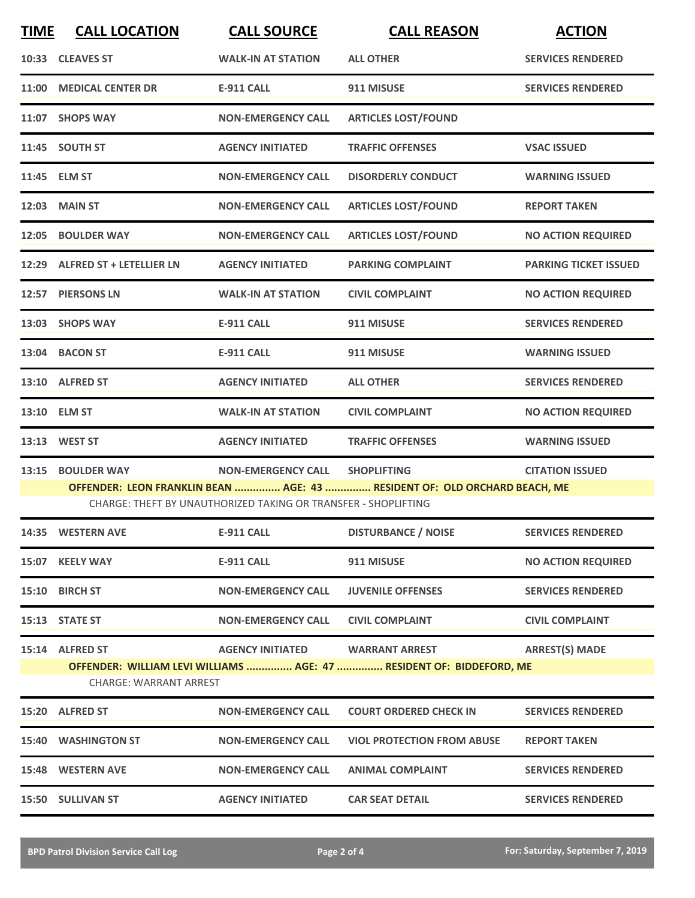| TIME | CALL LOCATION | CALL SOURCE | CALL REASON | ACTION |
|---|---|---|---|---|
| 10:33 | CLEAVES ST | WALK-IN AT STATION | ALL OTHER | SERVICES RENDERED |
| 11:00 | MEDICAL CENTER DR | E-911 CALL | 911 MISUSE | SERVICES RENDERED |
| 11:07 | SHOPS WAY | NON-EMERGENCY CALL | ARTICLES LOST/FOUND | |
| 11:45 | SOUTH ST | AGENCY INITIATED | TRAFFIC OFFENSES | VSAC ISSUED |
| 11:45 | ELM ST | NON-EMERGENCY CALL | DISORDERLY CONDUCT | WARNING ISSUED |
| 12:03 | MAIN ST | NON-EMERGENCY CALL | ARTICLES LOST/FOUND | REPORT TAKEN |
| 12:05 | BOULDER WAY | NON-EMERGENCY CALL | ARTICLES LOST/FOUND | NO ACTION REQUIRED |
| 12:29 | ALFRED ST + LETELLIER LN | AGENCY INITIATED | PARKING COMPLAINT | PARKING TICKET ISSUED |
| 12:57 | PIERSONS LN | WALK-IN AT STATION | CIVIL COMPLAINT | NO ACTION REQUIRED |
| 13:03 | SHOPS WAY | E-911 CALL | 911 MISUSE | SERVICES RENDERED |
| 13:04 | BACON ST | E-911 CALL | 911 MISUSE | WARNING ISSUED |
| 13:10 | ALFRED ST | AGENCY INITIATED | ALL OTHER | SERVICES RENDERED |
| 13:10 | ELM ST | WALK-IN AT STATION | CIVIL COMPLAINT | NO ACTION REQUIRED |
| 13:13 | WEST ST | AGENCY INITIATED | TRAFFIC OFFENSES | WARNING ISSUED |
| 13:15 | BOULDER WAY | NON-EMERGENCY CALL | SHOPLIFTING | CITATION ISSUED |
| | OFFENDER: LEON FRANKLIN BEAN ............... AGE: 43 ............... RESIDENT OF: OLD ORCHARD BEACH, ME | | | |
| | CHARGE: THEFT BY UNAUTHORIZED TAKING OR TRANSFER - SHOPLIFTING | | | |
| 14:35 | WESTERN AVE | E-911 CALL | DISTURBANCE / NOISE | SERVICES RENDERED |
| 15:07 | KEELY WAY | E-911 CALL | 911 MISUSE | NO ACTION REQUIRED |
| 15:10 | BIRCH ST | NON-EMERGENCY CALL | JUVENILE OFFENSES | SERVICES RENDERED |
| 15:13 | STATE ST | NON-EMERGENCY CALL | CIVIL COMPLAINT | CIVIL COMPLAINT |
| 15:14 | ALFRED ST | AGENCY INITIATED | WARRANT ARREST | ARREST(S) MADE |
| | OFFENDER: WILLIAM LEVI WILLIAMS ............... AGE: 47 ............... RESIDENT OF: BIDDEFORD, ME | | | |
| | CHARGE: WARRANT ARREST | | | |
| 15:20 | ALFRED ST | NON-EMERGENCY CALL | COURT ORDERED CHECK IN | SERVICES RENDERED |
| 15:40 | WASHINGTON ST | NON-EMERGENCY CALL | VIOL PROTECTION FROM ABUSE | REPORT TAKEN |
| 15:48 | WESTERN AVE | NON-EMERGENCY CALL | ANIMAL COMPLAINT | SERVICES RENDERED |
| 15:50 | SULLIVAN ST | AGENCY INITIATED | CAR SEAT DETAIL | SERVICES RENDERED |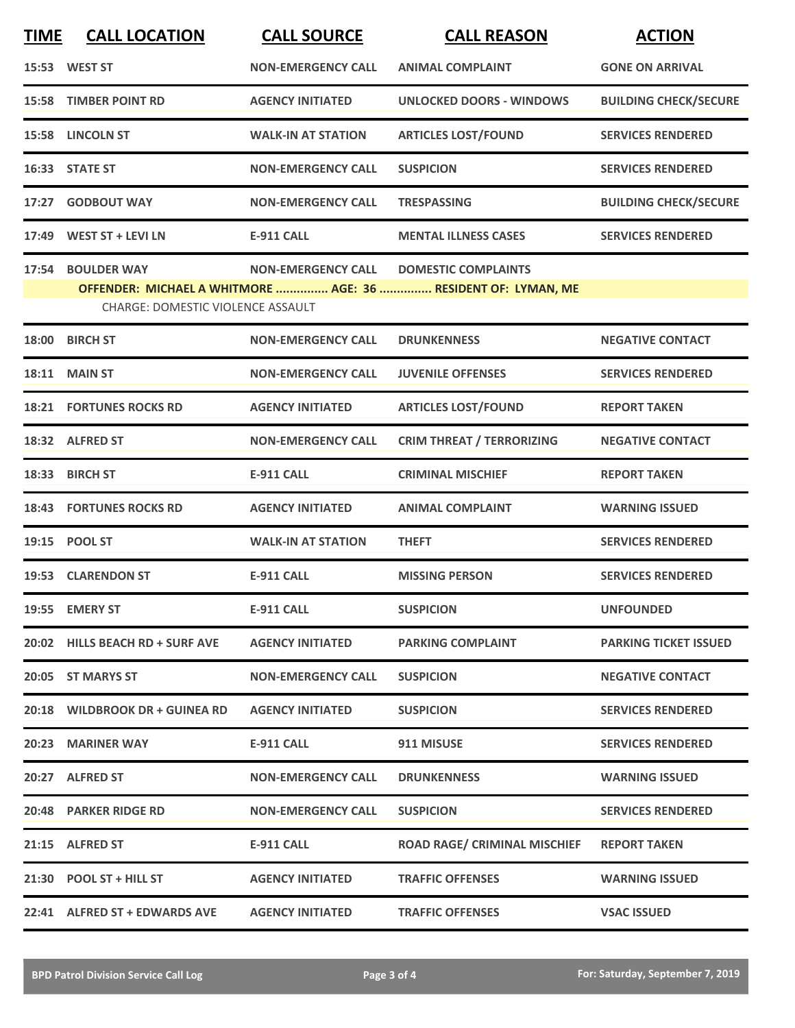| TIME | CALL LOCATION | CALL SOURCE | CALL REASON | ACTION |
|---|---|---|---|---|
| 15:53 | WEST ST | NON-EMERGENCY CALL | ANIMAL COMPLAINT | GONE ON ARRIVAL |
| 15:58 | TIMBER POINT RD | AGENCY INITIATED | UNLOCKED DOORS - WINDOWS | BUILDING CHECK/SECURE |
| 15:58 | LINCOLN ST | WALK-IN AT STATION | ARTICLES LOST/FOUND | SERVICES RENDERED |
| 16:33 | STATE ST | NON-EMERGENCY CALL | SUSPICION | SERVICES RENDERED |
| 17:27 | GODBOUT WAY | NON-EMERGENCY CALL | TRESPASSING | BUILDING CHECK/SECURE |
| 17:49 | WEST ST + LEVI LN | E-911 CALL | MENTAL ILLNESS CASES | SERVICES RENDERED |
| 17:54 | BOULDER WAY | NON-EMERGENCY CALL | DOMESTIC COMPLAINTS | |
| | OFFENDER: MICHAEL A WHITMORE ............... AGE: 36 ............... RESIDENT OF: LYMAN, ME | | | |
| | CHARGE: DOMESTIC VIOLENCE ASSAULT | | | |
| 18:00 | BIRCH ST | NON-EMERGENCY CALL | DRUNKENNESS | NEGATIVE CONTACT |
| 18:11 | MAIN ST | NON-EMERGENCY CALL | JUVENILE OFFENSES | SERVICES RENDERED |
| 18:21 | FORTUNES ROCKS RD | AGENCY INITIATED | ARTICLES LOST/FOUND | REPORT TAKEN |
| 18:32 | ALFRED ST | NON-EMERGENCY CALL | CRIM THREAT / TERRORIZING | NEGATIVE CONTACT |
| 18:33 | BIRCH ST | E-911 CALL | CRIMINAL MISCHIEF | REPORT TAKEN |
| 18:43 | FORTUNES ROCKS RD | AGENCY INITIATED | ANIMAL COMPLAINT | WARNING ISSUED |
| 19:15 | POOL ST | WALK-IN AT STATION | THEFT | SERVICES RENDERED |
| 19:53 | CLARENDON ST | E-911 CALL | MISSING PERSON | SERVICES RENDERED |
| 19:55 | EMERY ST | E-911 CALL | SUSPICION | UNFOUNDED |
| 20:02 | HILLS BEACH RD + SURF AVE | AGENCY INITIATED | PARKING COMPLAINT | PARKING TICKET ISSUED |
| 20:05 | ST MARYS ST | NON-EMERGENCY CALL | SUSPICION | NEGATIVE CONTACT |
| 20:18 | WILDBROOK DR + GUINEA RD | AGENCY INITIATED | SUSPICION | SERVICES RENDERED |
| 20:23 | MARINER WAY | E-911 CALL | 911 MISUSE | SERVICES RENDERED |
| 20:27 | ALFRED ST | NON-EMERGENCY CALL | DRUNKENNESS | WARNING ISSUED |
| 20:48 | PARKER RIDGE RD | NON-EMERGENCY CALL | SUSPICION | SERVICES RENDERED |
| 21:15 | ALFRED ST | E-911 CALL | ROAD RAGE/ CRIMINAL MISCHIEF | REPORT TAKEN |
| 21:30 | POOL ST + HILL ST | AGENCY INITIATED | TRAFFIC OFFENSES | WARNING ISSUED |
| 22:41 | ALFRED ST + EDWARDS AVE | AGENCY INITIATED | TRAFFIC OFFENSES | VSAC ISSUED |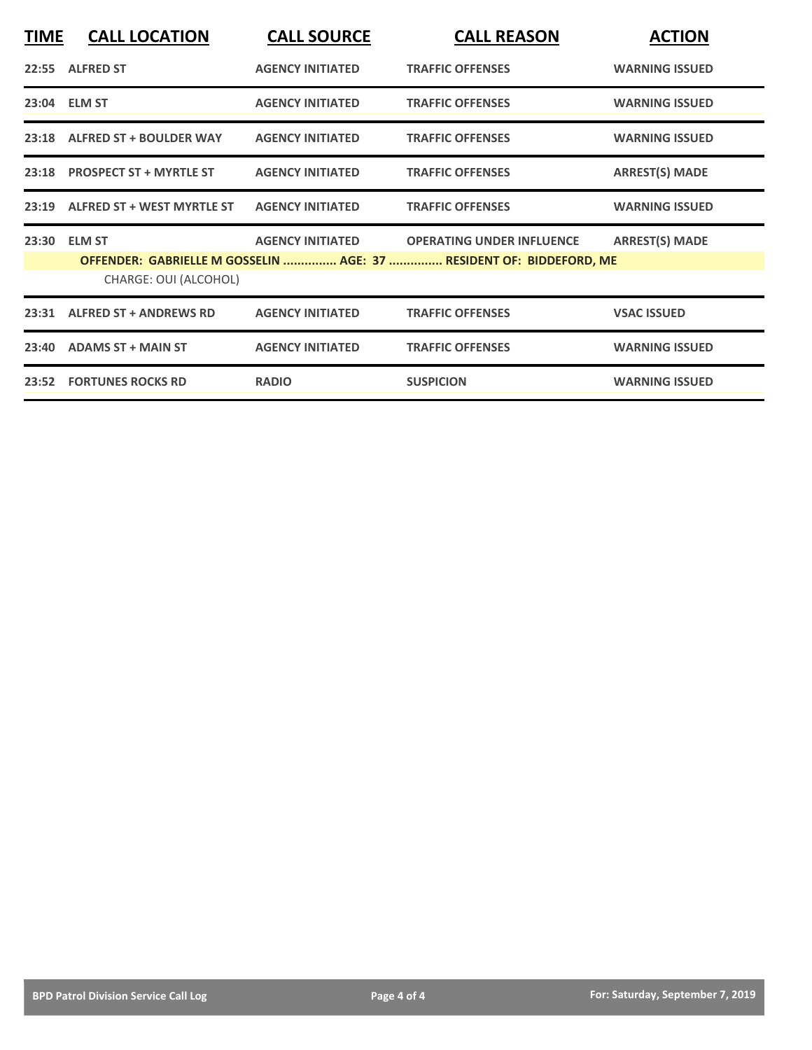| TIME | CALL LOCATION | CALL SOURCE | CALL REASON | ACTION |
|---|---|---|---|---|
| 22:55 | ALFRED ST | AGENCY INITIATED | TRAFFIC OFFENSES | WARNING ISSUED |
| 23:04 | ELM ST | AGENCY INITIATED | TRAFFIC OFFENSES | WARNING ISSUED |
| 23:18 | ALFRED ST + BOULDER WAY | AGENCY INITIATED | TRAFFIC OFFENSES | WARNING ISSUED |
| 23:18 | PROSPECT ST + MYRTLE ST | AGENCY INITIATED | TRAFFIC OFFENSES | ARREST(S) MADE |
| 23:19 | ALFRED ST + WEST MYRTLE ST | AGENCY INITIATED | TRAFFIC OFFENSES | WARNING ISSUED |
| 23:30 | ELM ST | AGENCY INITIATED | OPERATING UNDER INFLUENCE | ARREST(S) MADE |
| | OFFENDER: GABRIELLE M GOSSELIN ............... AGE: 37 ............... RESIDENT OF: BIDDEFORD, ME | | | |
| | CHARGE: OUI (ALCOHOL) | | | |
| 23:31 | ALFRED ST + ANDREWS RD | AGENCY INITIATED | TRAFFIC OFFENSES | VSAC ISSUED |
| 23:40 | ADAMS ST + MAIN ST | AGENCY INITIATED | TRAFFIC OFFENSES | WARNING ISSUED |
| 23:52 | FORTUNES ROCKS RD | RADIO | SUSPICION | WARNING ISSUED |